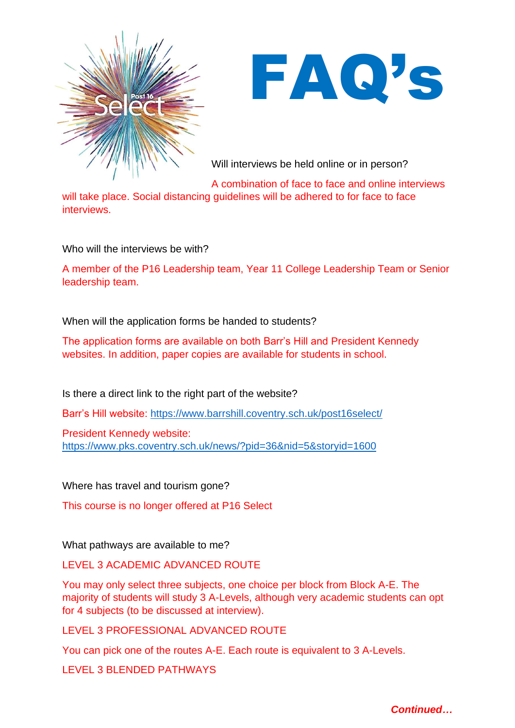# FAQ's

Will interviews be held online or in person?

A combination of face to face and online interviews will take place. Social distancing guidelines will be adhered to for face to face interviews.

Who will the interviews be with?

A member of the P16 Leadership team, Year 11 College Leadership Team or Senior leadership team.

When will the application forms be handed to students?

The application forms are available on both Barr's Hill and President Kennedy websites. In addition, paper copies are available for students in school.

Is there a direct link to the right part of the website?

Barr's Hill website: https://www.barrshill.coventry.sch.uk/post16select/

President Kennedy website: https://www.pks.coventry.sch.uk/news/?pid=36&nid=5&storyid=1600

Where has travel and tourism gone?

This course is no longer offered at P16 Select

What pathways are available to me?

LEVEL 3 ACADEMIC ADVANCED ROUTE

You may only select three subjects, one choice per block from Block A-E. The majority of students will study 3 A-Levels, although very academic students can opt for 4 subjects (to be discussed at interview).

LEVEL 3 PROFESSIONAL ADVANCED ROUTE

You can pick one of the routes A-E. Each route is equivalent to 3 A-Levels.

LEVEL 3 BLENDED PATHWAYS

***Continued…***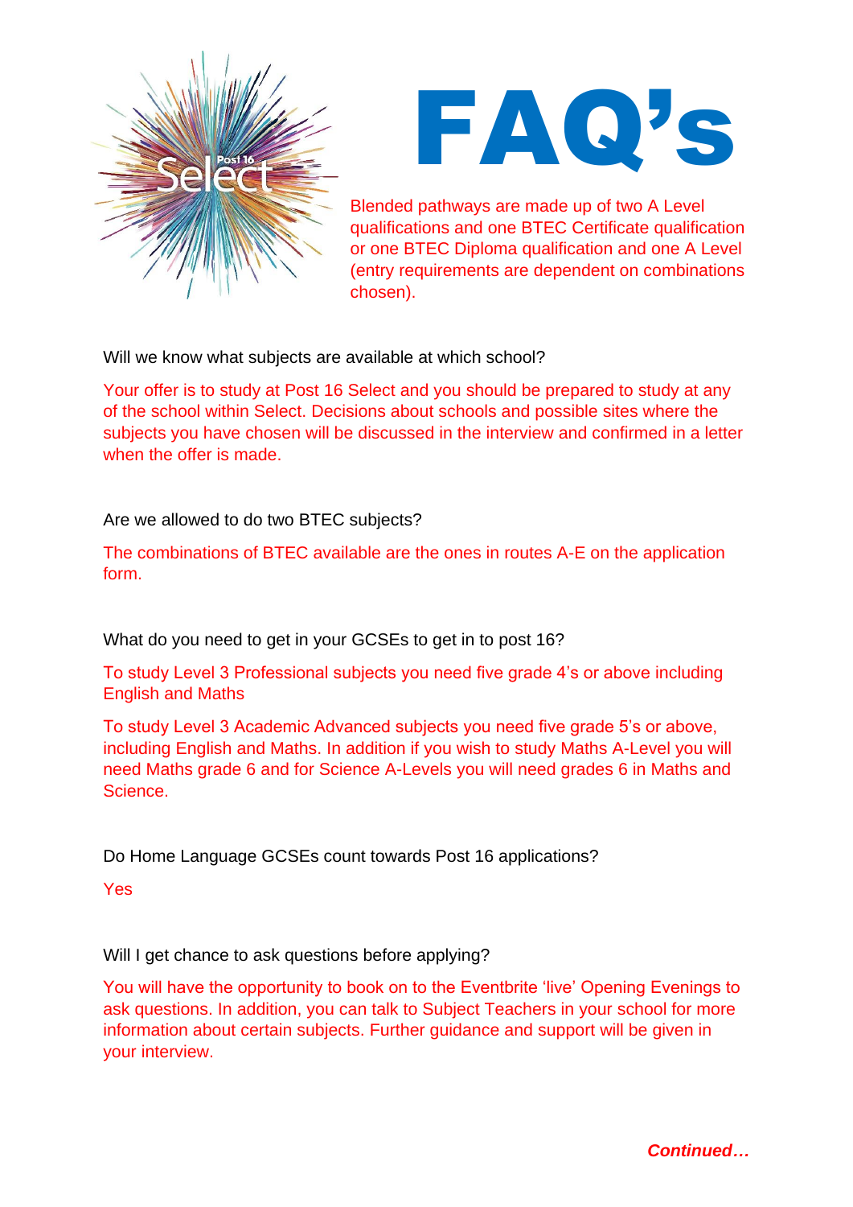Post 16 Select

# FAQ's

Blended pathways are made up of two A Level qualifications and one BTEC Certificate qualification or one BTEC Diploma qualification and one A Level (entry requirements are dependent on combinations chosen).

Will we know what subjects are available at which school?

Your offer is to study at Post 16 Select and you should be prepared to study at any of the school within Select. Decisions about schools and possible sites where the subjects you have chosen will be discussed in the interview and confirmed in a letter when the offer is made.

Are we allowed to do two BTEC subjects?

The combinations of BTEC available are the ones in routes A-E on the application form.

What do you need to get in your GCSEs to get in to post 16?

To study Level 3 Professional subjects you need five grade 4's or above including English and Maths

To study Level 3 Academic Advanced subjects you need five grade 5's or above, including English and Maths. In addition if you wish to study Maths A-Level you will need Maths grade 6 and for Science A-Levels you will need grades 6 in Maths and Science.

Do Home Language GCSEs count towards Post 16 applications?

Yes

Will I get chance to ask questions before applying?

You will have the opportunity to book on to the Eventbrite 'live' Opening Evenings to ask questions. In addition, you can talk to Subject Teachers in your school for more information about certain subjects. Further guidance and support will be given in your interview.

***Continued…***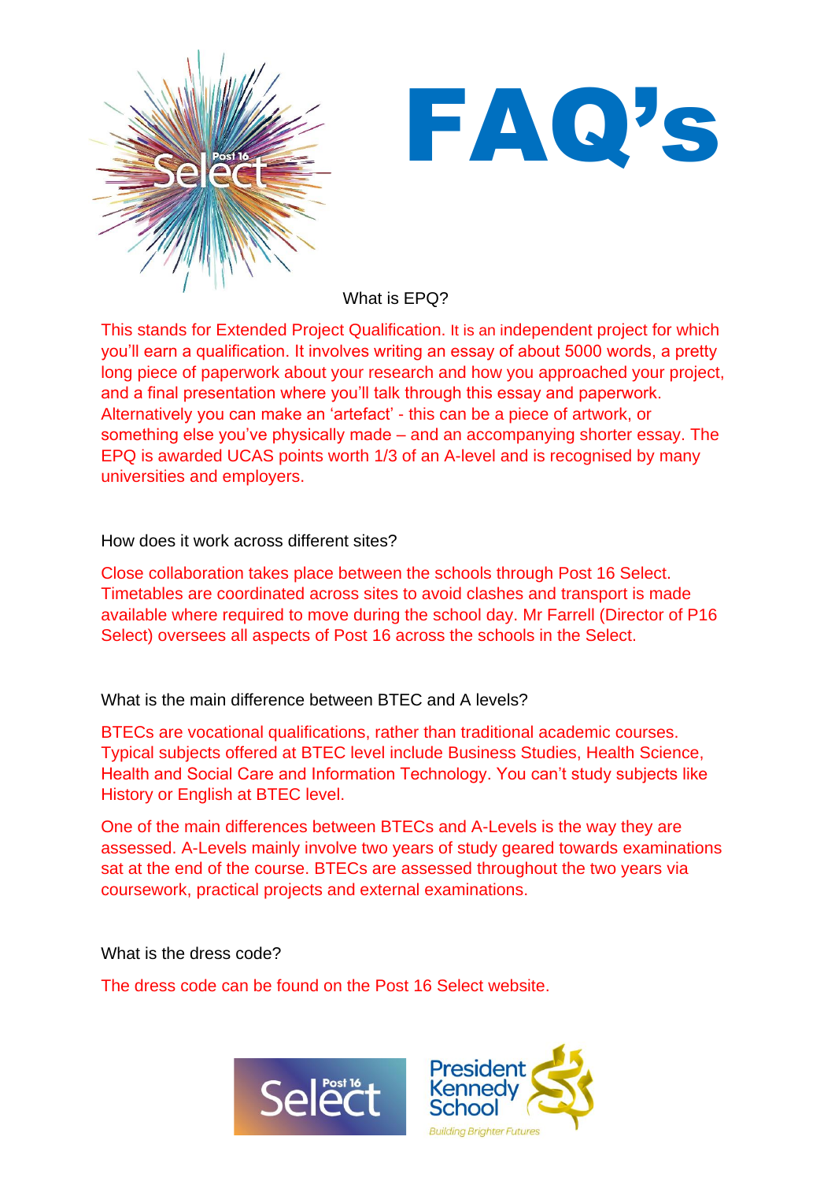# FAQ's

What is EPQ?

This stands for Extended Project Qualification. It is an independent project for which you'll earn a qualification. It involves writing an essay of about 5000 words, a pretty long piece of paperwork about your research and how you approached your project, and a final presentation where you'll talk through this essay and paperwork. Alternatively you can make an 'artefact' - this can be a piece of artwork, or something else you've physically made – and an accompanying shorter essay. The EPQ is awarded UCAS points worth 1/3 of an A-level and is recognised by many universities and employers.

How does it work across different sites?

Close collaboration takes place between the schools through Post 16 Select. Timetables are coordinated across sites to avoid clashes and transport is made available where required to move during the school day. Mr Farrell (Director of P16 Select) oversees all aspects of Post 16 across the schools in the Select.

What is the main difference between BTEC and A levels?

BTECs are vocational qualifications, rather than traditional academic courses. Typical subjects offered at BTEC level include Business Studies, Health Science, Health and Social Care and Information Technology. You can't study subjects like History or English at BTEC level.

One of the main differences between BTECs and A-Levels is the way they are assessed. A-Levels mainly involve two years of study geared towards examinations sat at the end of the course. BTECs are assessed throughout the two years via coursework, practical projects and external examinations.

What is the dress code?

The dress code can be found on the Post 16 Select website.